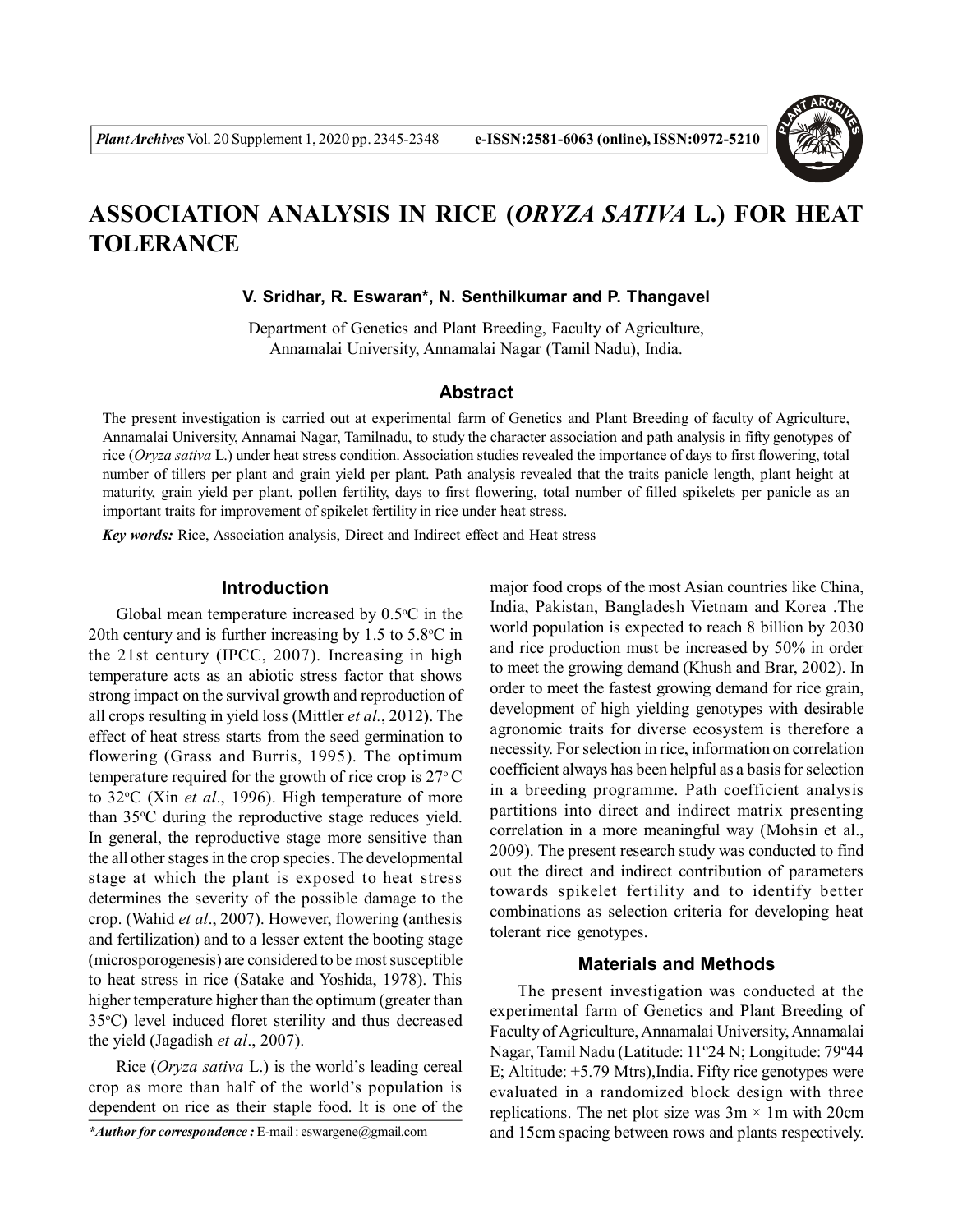# ASSOCIATION ANALYSIS IN RICE (*ORYZA SATIVA* L.) FOR HEAT TOLERANCE

**V. Sridhar, R. Eswaran*, N. Senthilkumar and P. Thangavel**

Department of Genetics and Plant Breeding, Faculty of Agriculture, Annamalai University, Annamalai Nagar (Tamil Nadu), India.

## Abstract

The present investigation is carried out at experimental farm of Genetics and Plant Breeding of faculty of Agriculture, Annamalai University, Annamai Nagar, Tamilnadu, to study the character association and path analysis in fifty genotypes of rice (*Oryza sativa* L.) under heat stress condition. Association studies revealed the importance of days to first flowering, total number of tillers per plant and grain yield per plant. Path analysis revealed that the traits panicle length, plant height at maturity, grain yield per plant, pollen fertility, days to first flowering, total number of filled spikelets per panicle as an important traits for improvement of spikelet fertility in rice under heat stress.

***Key words:*** Rice, Association analysis, Direct and Indirect effect and Heat stress

## Introduction

Global mean temperature increased by 0.5°C in the 20th century and is further increasing by 1.5 to 5.8°C in the 21st century (IPCC, 2007). Increasing in high temperature acts as an abiotic stress factor that shows strong impact on the survival growth and reproduction of all crops resulting in yield loss (Mittler *et al.*, 2012). The effect of heat stress starts from the seed germination to flowering (Grass and Burris, 1995). The optimum temperature required for the growth of rice crop is 27° C to 32°C (Xin *et al*., 1996). High temperature of more than 35°C during the reproductive stage reduces yield. In general, the reproductive stage more sensitive than the all other stages in the crop species. The developmental stage at which the plant is exposed to heat stress determines the severity of the possible damage to the crop. (Wahid *et al*., 2007). However, flowering (anthesis and fertilization) and to a lesser extent the booting stage (microsporogenesis) are considered to be most susceptible to heat stress in rice (Satake and Yoshida, 1978). This higher temperature higher than the optimum (greater than 35°C) level induced floret sterility and thus decreased the yield (Jagadish *et al*., 2007).

Rice (*Oryza sativa* L.) is the world's leading cereal crop as more than half of the world's population is dependent on rice as their staple food. It is one of the major food crops of the most Asian countries like China, India, Pakistan, Bangladesh Vietnam and Korea .The world population is expected to reach 8 billion by 2030 and rice production must be increased by 50% in order to meet the growing demand (Khush and Brar, 2002). In order to meet the fastest growing demand for rice grain, development of high yielding genotypes with desirable agronomic traits for diverse ecosystem is therefore a necessity. For selection in rice, information on correlation coefficient always has been helpful as a basis for selection in a breeding programme. Path coefficient analysis partitions into direct and indirect matrix presenting correlation in a more meaningful way (Mohsin et al., 2009). The present research study was conducted to find out the direct and indirect contribution of parameters towards spikelet fertility and to identify better combinations as selection criteria for developing heat tolerant rice genotypes.

## Materials and Methods

The present investigation was conducted at the experimental farm of Genetics and Plant Breeding of Faculty of Agriculture, Annamalai University, Annamalai Nagar, Tamil Nadu (Latitude: 11º24 N; Longitude: 79º44 E; Altitude: +5.79 Mtrs),India. Fifty rice genotypes were evaluated in a randomized block design with three replications. The net plot size was 3m × 1m with 20cm and 15cm spacing between rows and plants respectively.

****Author for correspondence :*** E-mail : eswargene@gmail.com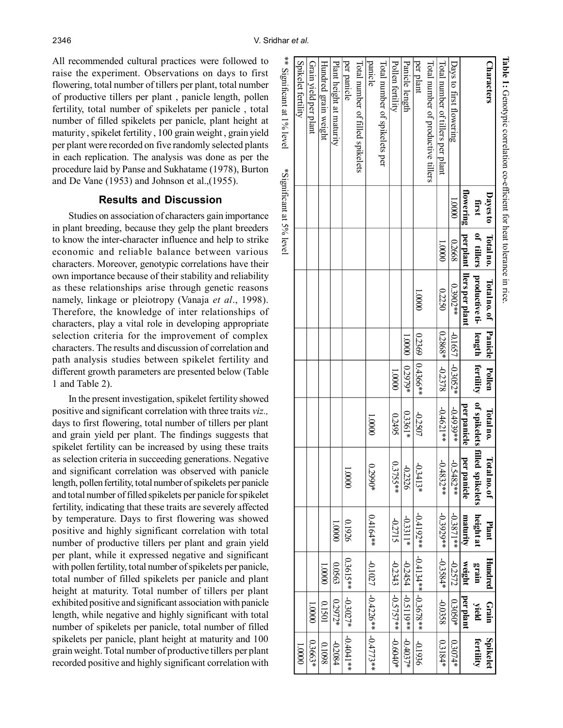All recommended cultural practices were followed to raise the experiment. Observations on days to first flowering, total number of tillers per plant, total number of productive tillers per plant , panicle length, pollen fertility, total number of spikelets per panicle , total number of filled spikelets per panicle, plant height at maturity , spikelet fertility , 100 grain weight , grain yield per plant were recorded on five randomly selected plants in each replication. The analysis was done as per the procedure laid by Panse and Sukhatame (1978), Burton and De Vane (1953) and Johnson et al.,(1955).

## Results and Discussion

Studies on association of characters gain importance in plant breeding, because they gelp the plant breeders to know the inter-character influence and help to strike economic and reliable balance between various characters. Moreover, genotypic correlations have their own importance because of their stability and reliability as these relationships arise through genetic reasons namely, linkage or pleiotropy (Vanaja *et al*., 1998). Therefore, the knowledge of inter relationships of characters, play a vital role in developing appropriate selection criteria for the improvement of complex characters. The results and discussion of correlation and path analysis studies between spikelet fertility and different growth parameters are presented below (Table 1 and Table 2).

In the present investigation, spikelet fertility showed positive and significant correlation with three traits *viz.,* days to first flowering, total number of tillers per plant and grain yield per plant. The findings suggests that spikelet fertility can be increased by using these traits as selection criteria in succeeding generations. Negative and significant correlation was observed with panicle length, pollen fertility, total number of spikelets per panicle and total number of filled spikelets per panicle for spikelet fertility, indicating that these traits are severely affected by temperature. Days to first flowering was showed positive and highly significant correlation with total number of productive tillers per plant and grain yield per plant, while it expressed negative and significant with pollen fertility, total number of spikelets per panicle, total number of filled spikelets per panicle and plant height at maturity. Total number of tillers per plant exhibited positive and significant association with panicle length, while negative and highly significant with total number of spikelets per panicle, total number of filled spikelets per panicle, plant height at maturity and 100 grain weight. Total number of productive tillers per plant recorded positive and highly significant correlation with

**Table 1 :** Genotypic correlation co-efficient for heat tolerance in rice.

| Characters | Dayes to first flowering | Total no. of tillers per plant | Total no. of productive tillers per plant | Panicle length | Pollen fertility | Total no. of spikelets per panicle | Total no. of filled spikelets per panicle | Plant height at maturity | Hundred grain weight | Grain yield per plant | Spikelet fertility |
|---|---|---|---|---|---|---|---|---|---|---|---|
| Days to first flowering | 1.0000 | 0.2668 | 0.3902** | -0.1657 | -0.3052* | -0.4939** | -0.5482** | -0.3871** | -0.2572 | 0.3050* | 0.3074* |
| Total number of tillers per plant | | 1.0000 | 0.2250 | 0.2868* | -0.2378 | -0.4621** | -0.4832** | -0.3929** | -0.3584* | -0.0358 | 0.3184* |
| Total number of productive tillers per plant | | | 1.000 | 0.2369 | 0.4366** | -0.2507 | -0.3413* | -0.4192** | -0.4134** | -0.3678** | -0.1936 |
| Panicle length | | | | 1.0000 | 0.2979* | 0.3361* | -0.2326 | -0.3311* | -0.2454 | -0.5119** | -0.4037* |
| Pollen fertility | | | | | 1.0000 | 0.2495 | 0.3755** | -0.2715 | -0.2343 | -0.5757** | -0.6040* |
| Total number of spikelets per panicle | | | | | | 1.0000 | 0.2990* | 0.4164** | -0.1027 | -0.4226** | -0.4773** |
| Total number of filled spikelets per panicle | | | | | | | 1.0000 | 0.1926 | 0.3615** | -0.3027* | -0.4041** |
| Plant height at maturity | | | | | | | | 1.0000 | 0.0563 | 0.2972* | -0.2084 |
| Hundred grain weight | | | | | | | | | 1.0000 | 0.1501 | 0.1098 |
| Grain yield per plant | | | | | | | | | | 1.0000 | 0.3663* |
| Spikelet fertility | | | | | | | | | | | 1.0000 |

** Significant at 1% level &nbsp;&nbsp; *Significant at 5% level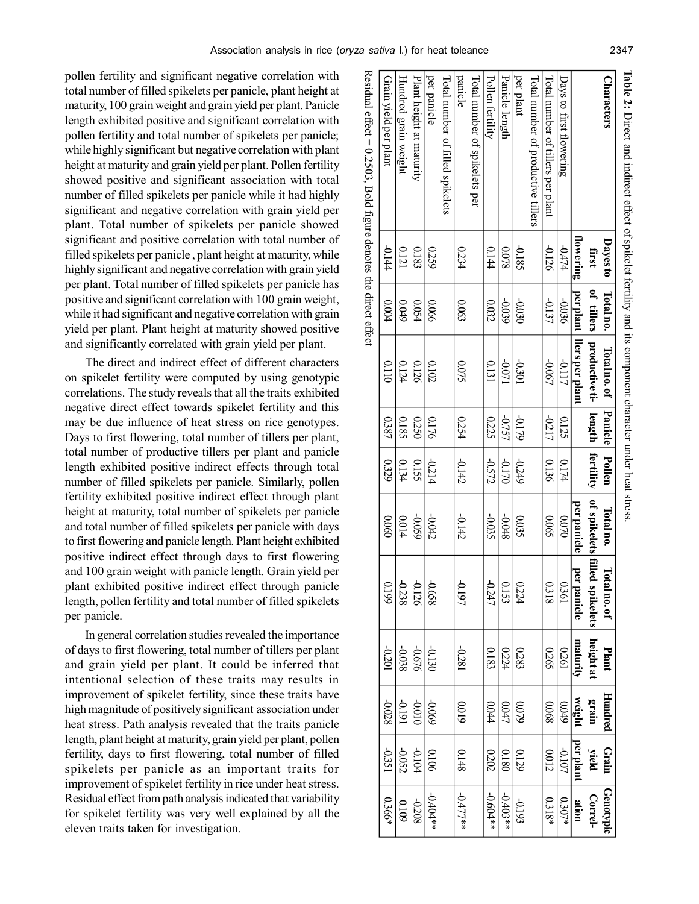pollen fertility and significant negative correlation with total number of filled spikelets per panicle, plant height at maturity, 100 grain weight and grain yield per plant. Panicle length exhibited positive and significant correlation with pollen fertility and total number of spikelets per panicle; while highly significant but negative correlation with plant height at maturity and grain yield per plant. Pollen fertility showed positive and significant association with total number of filled spikelets per panicle while it had highly significant and negative correlation with grain yield per plant. Total number of spikelets per panicle showed significant and positive correlation with total number of filled spikelets per panicle , plant height at maturity, while highly significant and negative correlation with grain yield per plant. Total number of filled spikelets per panicle has positive and significant correlation with 100 grain weight, while it had significant and negative correlation with grain yield per plant. Plant height at maturity showed positive and significantly correlated with grain yield per plant.

The direct and indirect effect of different characters on spikelet fertility were computed by using genotypic correlations. The study reveals that all the traits exhibited negative direct effect towards spikelet fertility and this may be due influence of heat stress on rice genotypes. Days to first flowering, total number of tillers per plant, total number of productive tillers per plant and panicle length exhibited positive indirect effects through total number of filled spikelets per panicle. Similarly, pollen fertility exhibited positive indirect effect through plant height at maturity, total number of spikelets per panicle and total number of filled spikelets per panicle with days to first flowering and panicle length. Plant height exhibited positive indirect effect through days to first flowering and 100 grain weight with panicle length. Grain yield per plant exhibited positive indirect effect through panicle length, pollen fertility and total number of filled spikelets per panicle.

In general correlation studies revealed the importance of days to first flowering, total number of tillers per plant and grain yield per plant. It could be inferred that intentional selection of these traits may results in improvement of spikelet fertility, since these traits have high magnitude of positively significant association under heat stress. Path analysis revealed that the traits panicle length, plant height at maturity, grain yield per plant, pollen fertility, days to first flowering, total number of filled spikelets per panicle as an important traits for improvement of spikelet fertility in rice under heat stress. Residual effect from path analysis indicated that variability for spikelet fertility was very well explained by all the eleven traits taken for investigation.

**Table 2:** Direct and indirect effect of spikelet fertility and its component character under heat stress.

| Characters | Days to first flowering | Total no. of tillers per plant | Total no. of productive tillers per plant | Panicle length | Pollen fertility | Total no. of spikelets per panicle | Total no. of filled spikelets per panicle | Plant height at maturity | Hundred grain weight | Grain yield per plant | Genotypic Correlation |
|---|---|---|---|---|---|---|---|---|---|---|---|
| Days to first flowering | **-0.474** | -0.036 | -0.117 | 0.125 | 0.174 | 0.070 | 0.361 | 0.261 | 0.049 | -0.107 | 0.307* |
| Total number of tillers per plant | -0.126 | **-0.137** | -0.067 | -0.217 | 0.136 | 0.065 | 0.318 | 0.265 | 0.068 | 0.012 | 0.318* |
| Total number of productive tillers per plant | -0.185 | -0.030 | **-0.301** | -0.179 | -0.249 | 0.035 | 0.224 | 0.283 | 0.079 | 0.129 | -0.193 |
| Panicle length | 0.078 | -0.039 | -0.071 | **-0.757** | -0.170 | -0.048 | 0.153 | 0.224 | 0.047 | 0.180 | -0.403** |
| Pollen fertility | 0.144 | 0.032 | 0.131 | 0.225 | **-0.572** | -0.035 | -0.247 | 0.183 | 0.044 | 0.202 | -0.604** |
| Total number of spikelets per panicle | 0.234 | 0.063 | 0.075 | 0.254 | -0.142 | **-0.142** | -0.197 | -0.281 | 0.019 | 0.148 | -0.477** |
| Total number of filled spikelets per panicle | 0.259 | 0.066 | 0.102 | 0.176 | -0.214 | -0.042 | **-0.658** | -0.130 | -0.069 | 0.106 | -0.404** |
| Plant height at maturity | 0.183 | 0.054 | 0.126 | 0.250 | 0.155 | -0.059 | -0.126 | **-0.676** | -0.010 | -0.104 | -0.208 |
| Hundred grain weight | 0.121 | 0.049 | 0.124 | 0.185 | 0.134 | 0.014 | -0.238 | -0.038 | **-0.191** | -0.052 | 0.109 |
| Grain yield per plant | -0.144 | 0.004 | 0.110 | 0.387 | 0.329 | 0.060 | 0.199 | -0.201 | -0.028 | **-0.351** | 0.366* |

Residual effect = 0.2503, Bold figure denotes the direct effect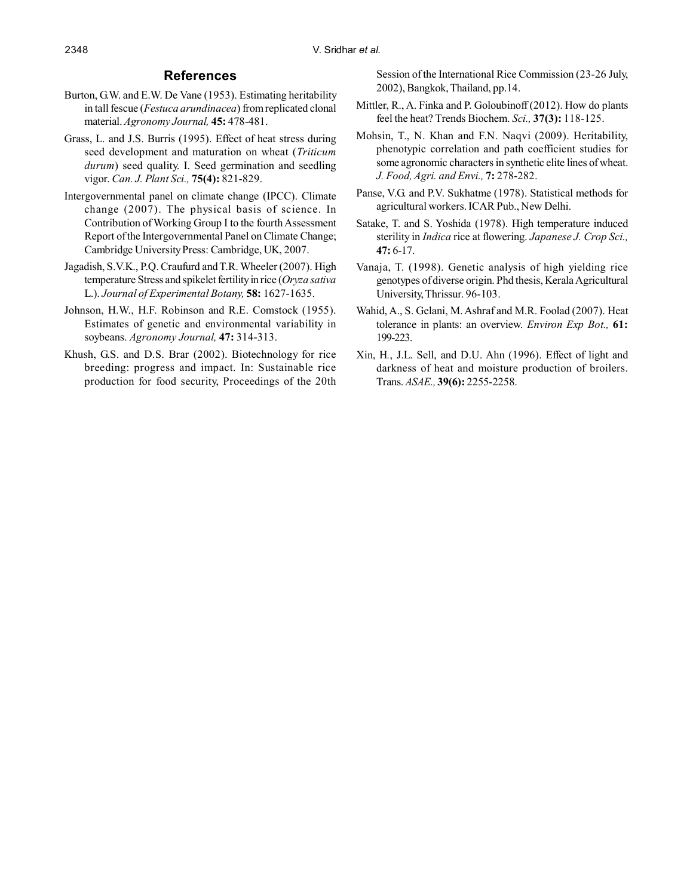## References

Burton, G.W. and E.W. De Vane (1953). Estimating heritability in tall fescue (*Festuca arundinacea*) from replicated clonal material. *Agronomy Journal,* **45:** 478-481.

Grass, L. and J.S. Burris (1995). Effect of heat stress during seed development and maturation on wheat (*Triticum durum*) seed quality. I. Seed germination and seedling vigor. *Can. J. Plant Sci.,* **75(4):** 821-829.

Intergovernmental panel on climate change (IPCC). Climate change (2007). The physical basis of science. In Contribution of Working Group I to the fourth Assessment Report of the Intergovernmental Panel on Climate Change; Cambridge University Press: Cambridge, UK, 2007.

Jagadish, S.V.K., P.Q. Craufurd and T.R. Wheeler (2007). High temperature Stress and spikelet fertility in rice (*Oryza sativa* L.). *Journal of Experimental Botany,* **58:** 1627-1635.

Johnson, H.W., H.F. Robinson and R.E. Comstock (1955). Estimates of genetic and environmental variability in soybeans. *Agronomy Journal,* **47:** 314-313.

Khush, G.S. and D.S. Brar (2002). Biotechnology for rice breeding: progress and impact. In: Sustainable rice production for food security, Proceedings of the 20th Session of the International Rice Commission (23-26 July, 2002), Bangkok, Thailand, pp.14.

Mittler, R., A. Finka and P. Goloubinoff (2012). How do plants feel the heat? Trends Biochem. *Sci.,* **37(3):** 118-125.

Mohsin, T., N. Khan and F.N. Naqvi (2009). Heritability, phenotypic correlation and path coefficient studies for some agronomic characters in synthetic elite lines of wheat. *J. Food, Agri. and Envi.,* **7:** 278-282.

Panse, V.G. and P.V. Sukhatme (1978). Statistical methods for agricultural workers. ICAR Pub., New Delhi.

Satake, T. and S. Yoshida (1978). High temperature induced sterility in *Indica* rice at flowering. *Japanese J. Crop Sci.,* **47:** 6-17.

Vanaja, T. (1998). Genetic analysis of high yielding rice genotypes of diverse origin. Phd thesis, Kerala Agricultural University, Thrissur. 96-103.

Wahid, A., S. Gelani, M. Ashraf and M.R. Foolad (2007). Heat tolerance in plants: an overview. *Environ Exp Bot.,* **61:** 199-223.

Xin, H., J.L. Sell, and D.U. Ahn (1996). Effect of light and darkness of heat and moisture production of broilers. Trans. *ASAE.,* **39(6):** 2255-2258.